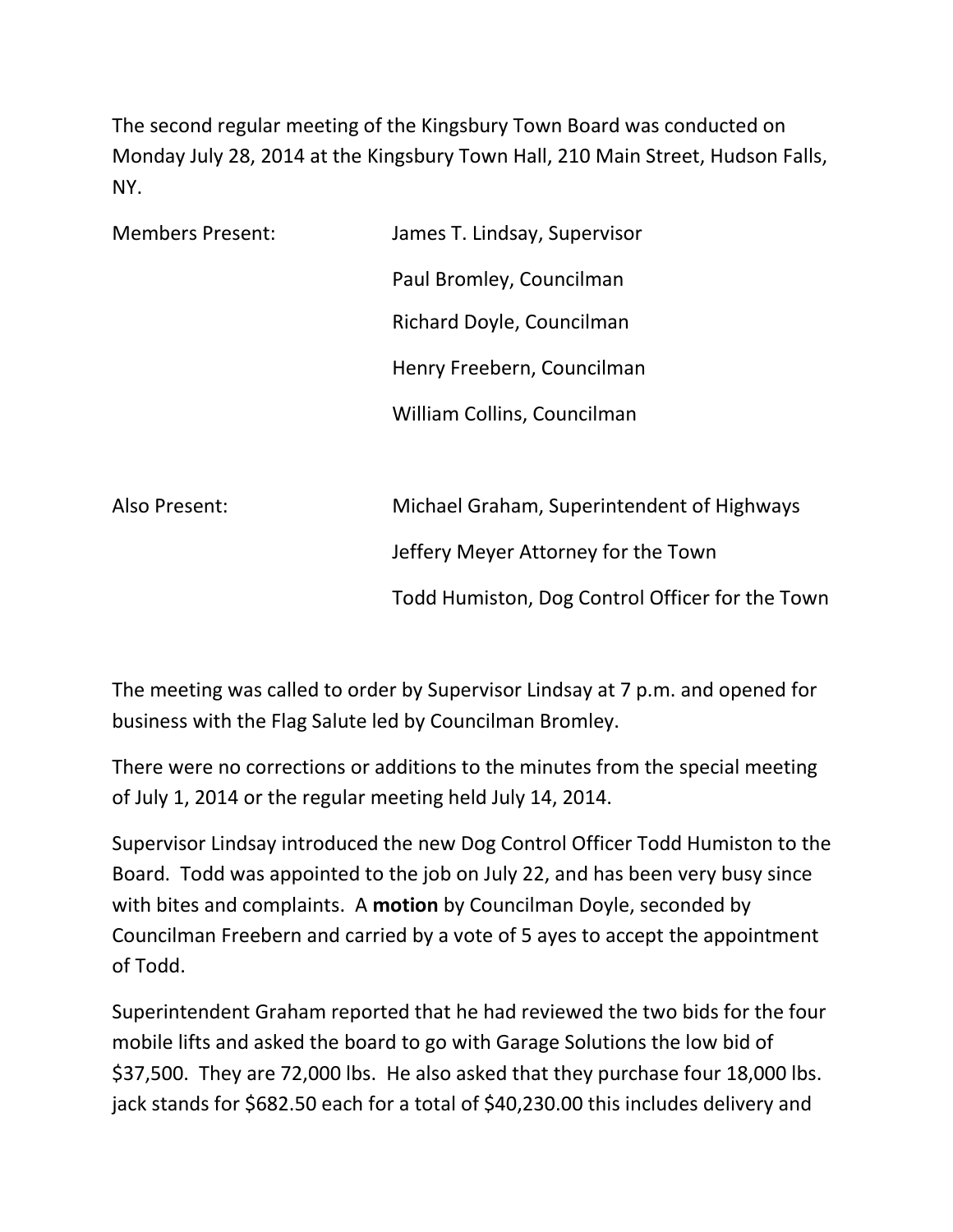The second regular meeting of the Kingsbury Town Board was conducted on Monday July 28, 2014 at the Kingsbury Town Hall, 210 Main Street, Hudson Falls, NY.

| | |
|---|---|
| Members Present: | James T. Lindsay, Supervisor |
| | Paul Bromley, Councilman |
| | Richard Doyle, Councilman |
| | Henry Freebern, Councilman |
| | William Collins, Councilman |
| | |
| Also Present: | Michael Graham, Superintendent of Highways |
| | Jeffery Meyer Attorney for the Town |
| | Todd Humiston, Dog Control Officer for the Town |

The meeting was called to order by Supervisor Lindsay at 7 p.m. and opened for business with the Flag Salute led by Councilman Bromley.

There were no corrections or additions to the minutes from the special meeting of July 1, 2014 or the regular meeting held July 14, 2014.

Supervisor Lindsay introduced the new Dog Control Officer Todd Humiston to the Board. Todd was appointed to the job on July 22, and has been very busy since with bites and complaints. A **motion** by Councilman Doyle, seconded by Councilman Freebern and carried by a vote of 5 ayes to accept the appointment of Todd.

Superintendent Graham reported that he had reviewed the two bids for the four mobile lifts and asked the board to go with Garage Solutions the low bid of $37,500. They are 72,000 lbs. He also asked that they purchase four 18,000 lbs. jack stands for $682.50 each for a total of $40,230.00 this includes delivery and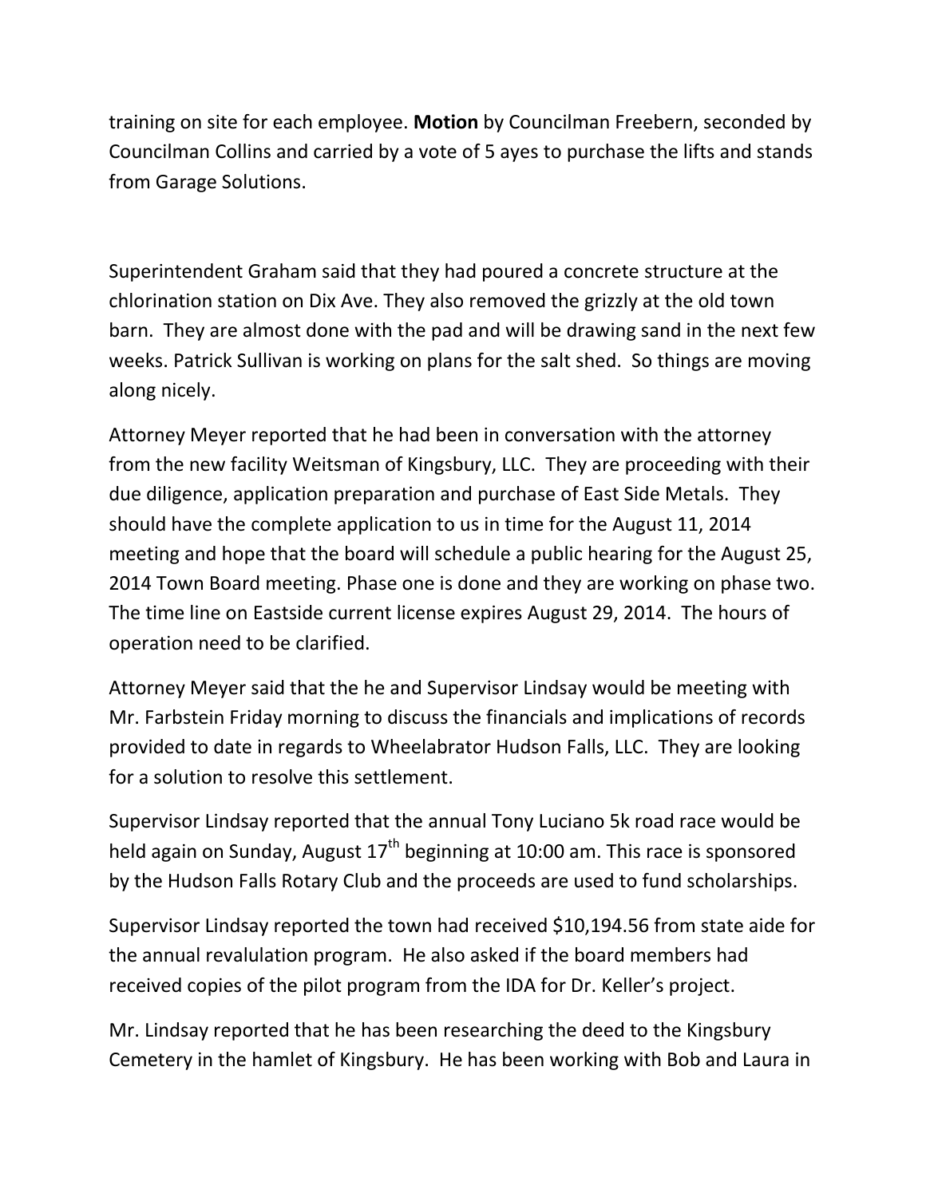training on site for each employee. **Motion** by Councilman Freebern, seconded by Councilman Collins and carried by a vote of 5 ayes to purchase the lifts and stands from Garage Solutions.

Superintendent Graham said that they had poured a concrete structure at the chlorination station on Dix Ave. They also removed the grizzly at the old town barn. They are almost done with the pad and will be drawing sand in the next few weeks. Patrick Sullivan is working on plans for the salt shed. So things are moving along nicely.

Attorney Meyer reported that he had been in conversation with the attorney from the new facility Weitsman of Kingsbury, LLC. They are proceeding with their due diligence, application preparation and purchase of East Side Metals. They should have the complete application to us in time for the August 11, 2014 meeting and hope that the board will schedule a public hearing for the August 25, 2014 Town Board meeting. Phase one is done and they are working on phase two. The time line on Eastside current license expires August 29, 2014. The hours of operation need to be clarified.

Attorney Meyer said that the he and Supervisor Lindsay would be meeting with Mr. Farbstein Friday morning to discuss the financials and implications of records provided to date in regards to Wheelabrator Hudson Falls, LLC. They are looking for a solution to resolve this settlement.

Supervisor Lindsay reported that the annual Tony Luciano 5k road race would be held again on Sunday, August 17th beginning at 10:00 am. This race is sponsored by the Hudson Falls Rotary Club and the proceeds are used to fund scholarships.

Supervisor Lindsay reported the town had received $10,194.56 from state aide for the annual revalulation program. He also asked if the board members had received copies of the pilot program from the IDA for Dr. Keller's project.

Mr. Lindsay reported that he has been researching the deed to the Kingsbury Cemetery in the hamlet of Kingsbury. He has been working with Bob and Laura in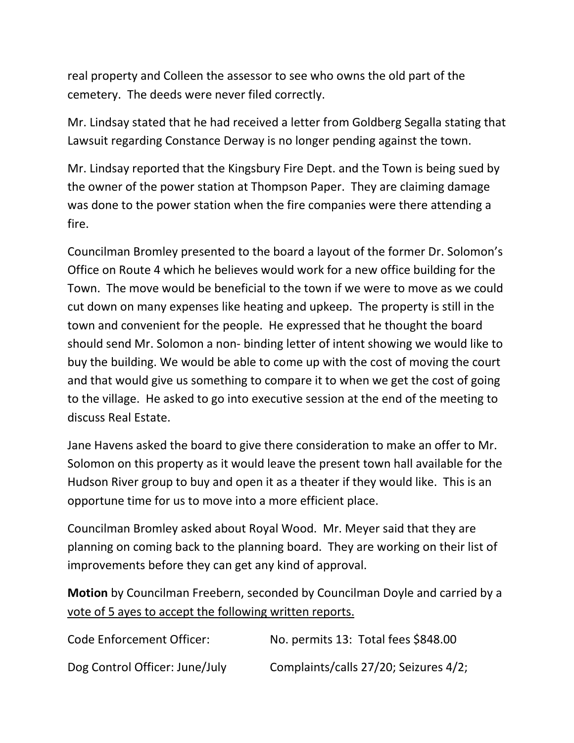real property and Colleen the assessor to see who owns the old part of the cemetery. The deeds were never filed correctly.

Mr. Lindsay stated that he had received a letter from Goldberg Segalla stating that Lawsuit regarding Constance Derway is no longer pending against the town.

Mr. Lindsay reported that the Kingsbury Fire Dept. and the Town is being sued by the owner of the power station at Thompson Paper. They are claiming damage was done to the power station when the fire companies were there attending a fire.

Councilman Bromley presented to the board a layout of the former Dr. Solomon's Office on Route 4 which he believes would work for a new office building for the Town. The move would be beneficial to the town if we were to move as we could cut down on many expenses like heating and upkeep. The property is still in the town and convenient for the people. He expressed that he thought the board should send Mr. Solomon a non- binding letter of intent showing we would like to buy the building. We would be able to come up with the cost of moving the court and that would give us something to compare it to when we get the cost of going to the village. He asked to go into executive session at the end of the meeting to discuss Real Estate.

Jane Havens asked the board to give there consideration to make an offer to Mr. Solomon on this property as it would leave the present town hall available for the Hudson River group to buy and open it as a theater if they would like. This is an opportune time for us to move into a more efficient place.

Councilman Bromley asked about Royal Wood. Mr. Meyer said that they are planning on coming back to the planning board. They are working on their list of improvements before they can get any kind of approval.

**Motion** by Councilman Freebern, seconded by Councilman Doyle and carried by a <u>vote of 5 ayes to accept the following written reports.</u>

Code Enforcement Officer: No. permits 13: Total fees $848.00

Dog Control Officer: June/July Complaints/calls 27/20; Seizures 4/2;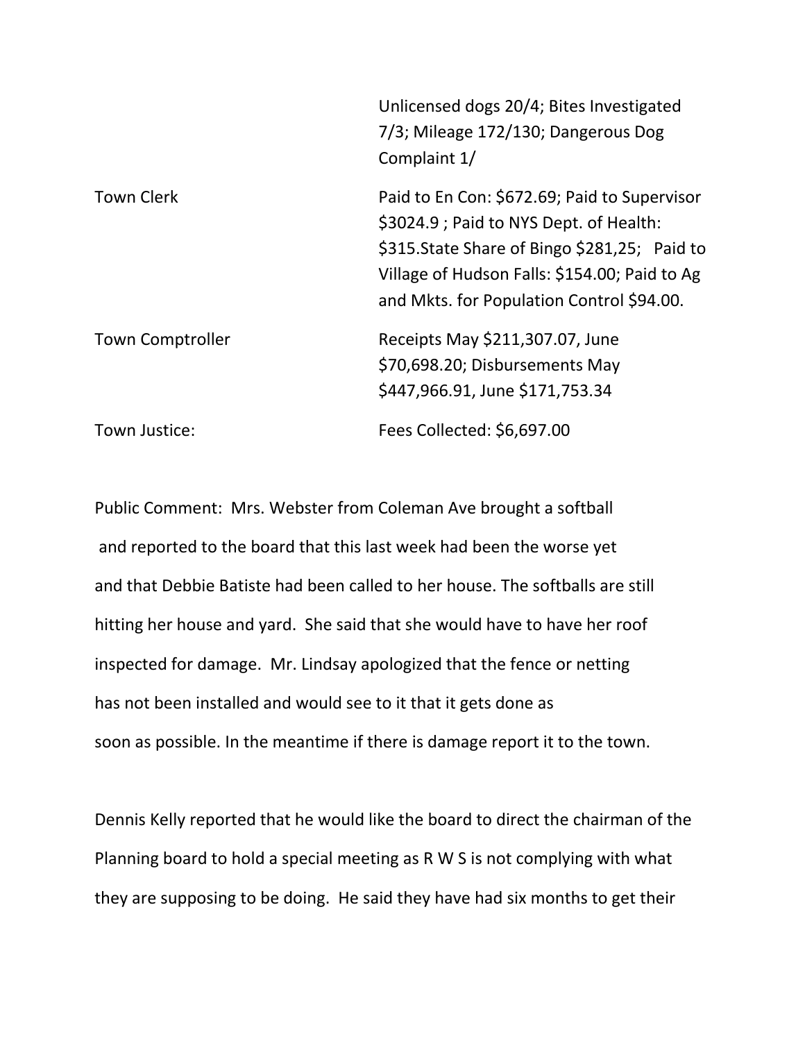| | |
|---|---|
| | Unlicensed dogs 20/4; Bites Investigated 7/3; Mileage 172/130; Dangerous Dog Complaint 1/ |
| Town Clerk | Paid to En Con: $672.69; Paid to Supervisor $3024.9 ; Paid to NYS Dept. of Health: $315.State Share of Bingo $281,25; Paid to Village of Hudson Falls: $154.00; Paid to Ag and Mkts. for Population Control $94.00. |
| Town Comptroller | Receipts May $211,307.07, June $70,698.20; Disbursements May $447,966.91, June $171,753.34 |
| Town Justice: | Fees Collected: $6,697.00 |

Public Comment: Mrs. Webster from Coleman Ave brought a softball and reported to the board that this last week had been the worse yet and that Debbie Batiste had been called to her house. The softballs are still hitting her house and yard. She said that she would have to have her roof inspected for damage. Mr. Lindsay apologized that the fence or netting has not been installed and would see to it that it gets done as soon as possible. In the meantime if there is damage report it to the town.

Dennis Kelly reported that he would like the board to direct the chairman of the Planning board to hold a special meeting as R W S is not complying with what they are supposing to be doing. He said they have had six months to get their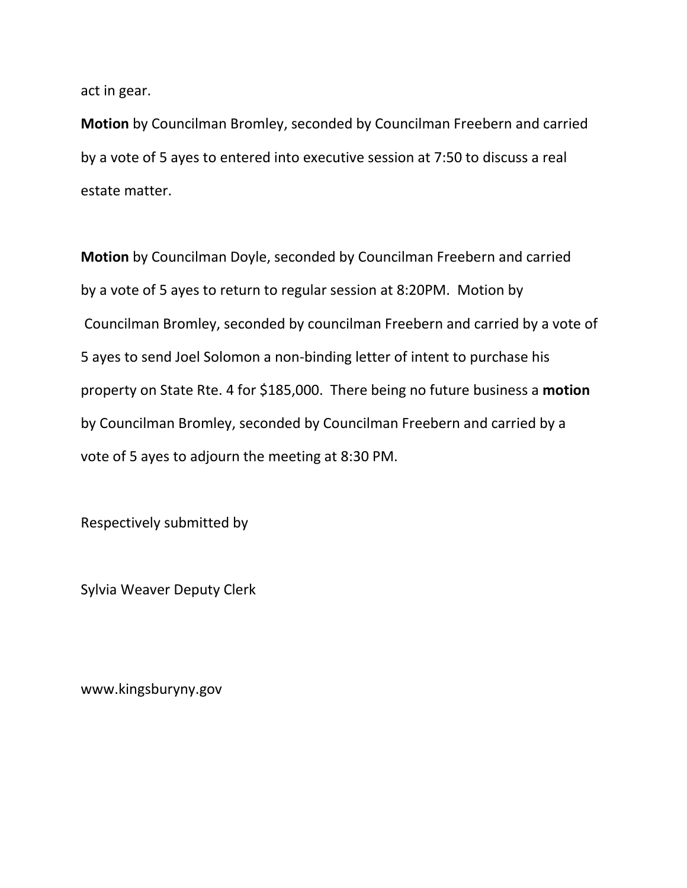act in gear.

**Motion** by Councilman Bromley, seconded by Councilman Freebern and carried by a vote of 5 ayes to entered into executive session at 7:50 to discuss a real estate matter.

**Motion** by Councilman Doyle, seconded by Councilman Freebern and carried by a vote of 5 ayes to return to regular session at 8:20PM. Motion by Councilman Bromley, seconded by councilman Freebern and carried by a vote of 5 ayes to send Joel Solomon a non-binding letter of intent to purchase his property on State Rte. 4 for $185,000. There being no future business a **motion** by Councilman Bromley, seconded by Councilman Freebern and carried by a vote of 5 ayes to adjourn the meeting at 8:30 PM.

Respectively submitted by

Sylvia Weaver Deputy Clerk

www.kingsburyny.gov